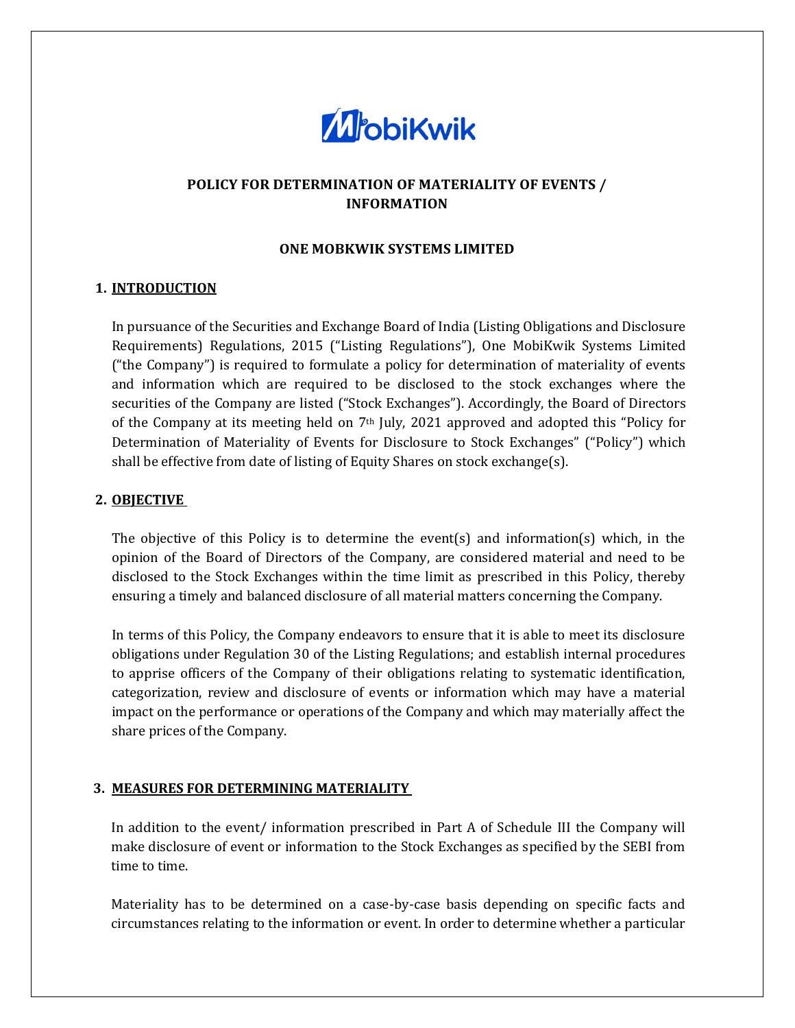# POLICY FOR DETERMINATION OF MATERIALITY OF EVENTS / INFORMATION

## ONE MOBKWIK SYSTEMS LIMITED

## 1. INTRODUCTION

In pursuance of the Securities and Exchange Board of India (Listing Obligations and Disclosure Requirements) Regulations, 2015 ("Listing Regulations"), One MobiKwik Systems Limited ("the Company") is required to formulate a policy for determination of materiality of events and information which are required to be disclosed to the stock exchanges where the securities of the Company are listed ("Stock Exchanges"). Accordingly, the Board of Directors of the Company at its meeting held on 7th July, 2021 approved and adopted this "Policy for Determination of Materiality of Events for Disclosure to Stock Exchanges" ("Policy") which shall be effective from date of listing of Equity Shares on stock exchange(s).

## 2. OBJECTIVE

The objective of this Policy is to determine the event(s) and information(s) which, in the opinion of the Board of Directors of the Company, are considered material and need to be disclosed to the Stock Exchanges within the time limit as prescribed in this Policy, thereby ensuring a timely and balanced disclosure of all material matters concerning the Company.

In terms of this Policy, the Company endeavors to ensure that it is able to meet its disclosure obligations under Regulation 30 of the Listing Regulations; and establish internal procedures to apprise officers of the Company of their obligations relating to systematic identification, categorization, review and disclosure of events or information which may have a material impact on the performance or operations of the Company and which may materially affect the share prices of the Company.

## 3. MEASURES FOR DETERMINING MATERIALITY

In addition to the event/ information prescribed in Part A of Schedule III the Company will make disclosure of event or information to the Stock Exchanges as specified by the SEBI from time to time.

Materiality has to be determined on a case-by-case basis depending on specific facts and circumstances relating to the information or event. In order to determine whether a particular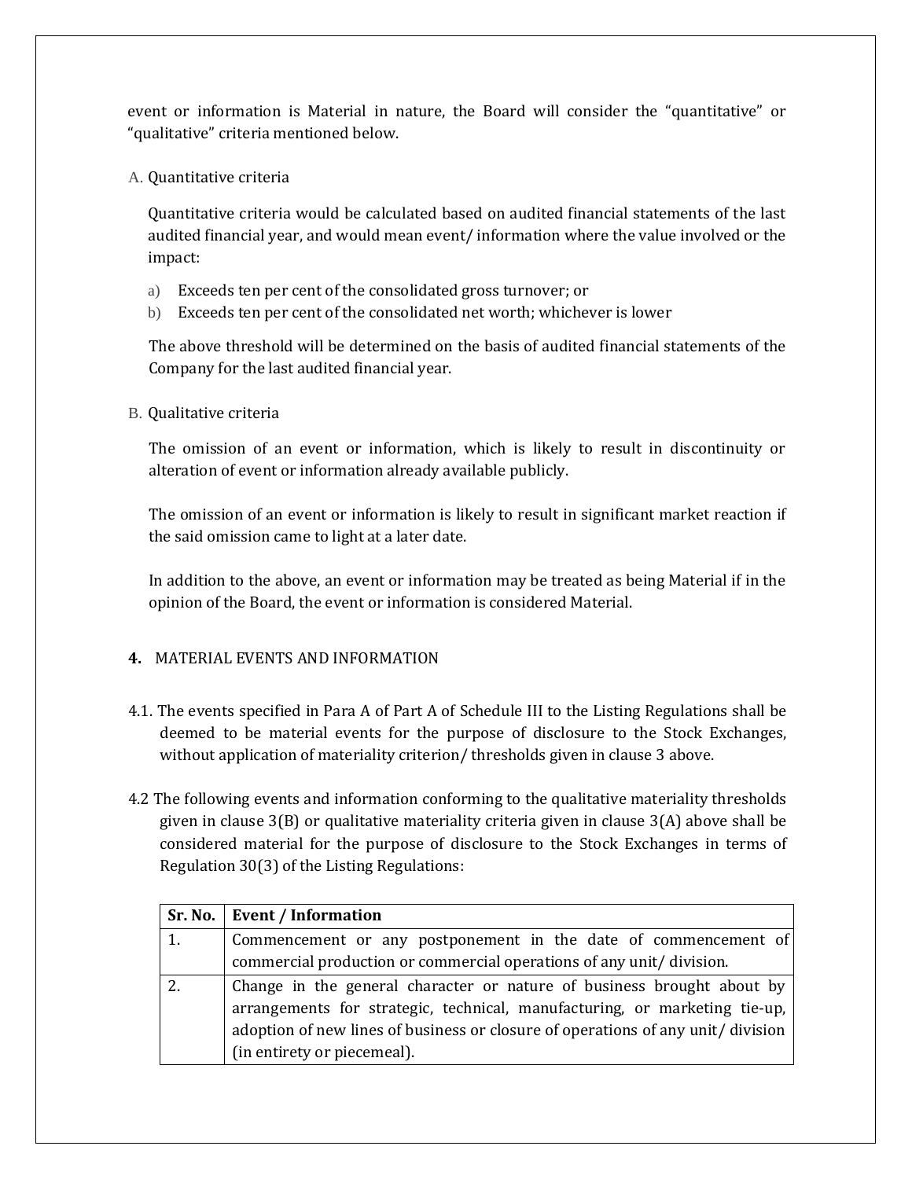event or information is Material in nature, the Board will consider the "quantitative" or "qualitative" criteria mentioned below.

A. Quantitative criteria

Quantitative criteria would be calculated based on audited financial statements of the last audited financial year, and would mean event/ information where the value involved or the impact:

a) Exceeds ten per cent of the consolidated gross turnover; or
b) Exceeds ten per cent of the consolidated net worth; whichever is lower

The above threshold will be determined on the basis of audited financial statements of the Company for the last audited financial year.

B. Qualitative criteria

The omission of an event or information, which is likely to result in discontinuity or alteration of event or information already available publicly.

The omission of an event or information is likely to result in significant market reaction if the said omission came to light at a later date.

In addition to the above, an event or information may be treated as being Material if in the opinion of the Board, the event or information is considered Material.

**4.** MATERIAL EVENTS AND INFORMATION

4.1. The events specified in Para A of Part A of Schedule III to the Listing Regulations shall be deemed to be material events for the purpose of disclosure to the Stock Exchanges, without application of materiality criterion/ thresholds given in clause 3 above.

4.2 The following events and information conforming to the qualitative materiality thresholds given in clause 3(B) or qualitative materiality criteria given in clause 3(A) above shall be considered material for the purpose of disclosure to the Stock Exchanges in terms of Regulation 30(3) of the Listing Regulations:

| Sr. No. | Event / Information |
|---|---|
| 1. | Commencement or any postponement in the date of commencement of commercial production or commercial operations of any unit/ division. |
| 2. | Change in the general character or nature of business brought about by arrangements for strategic, technical, manufacturing, or marketing tie-up, adoption of new lines of business or closure of operations of any unit/ division (in entirety or piecemeal). |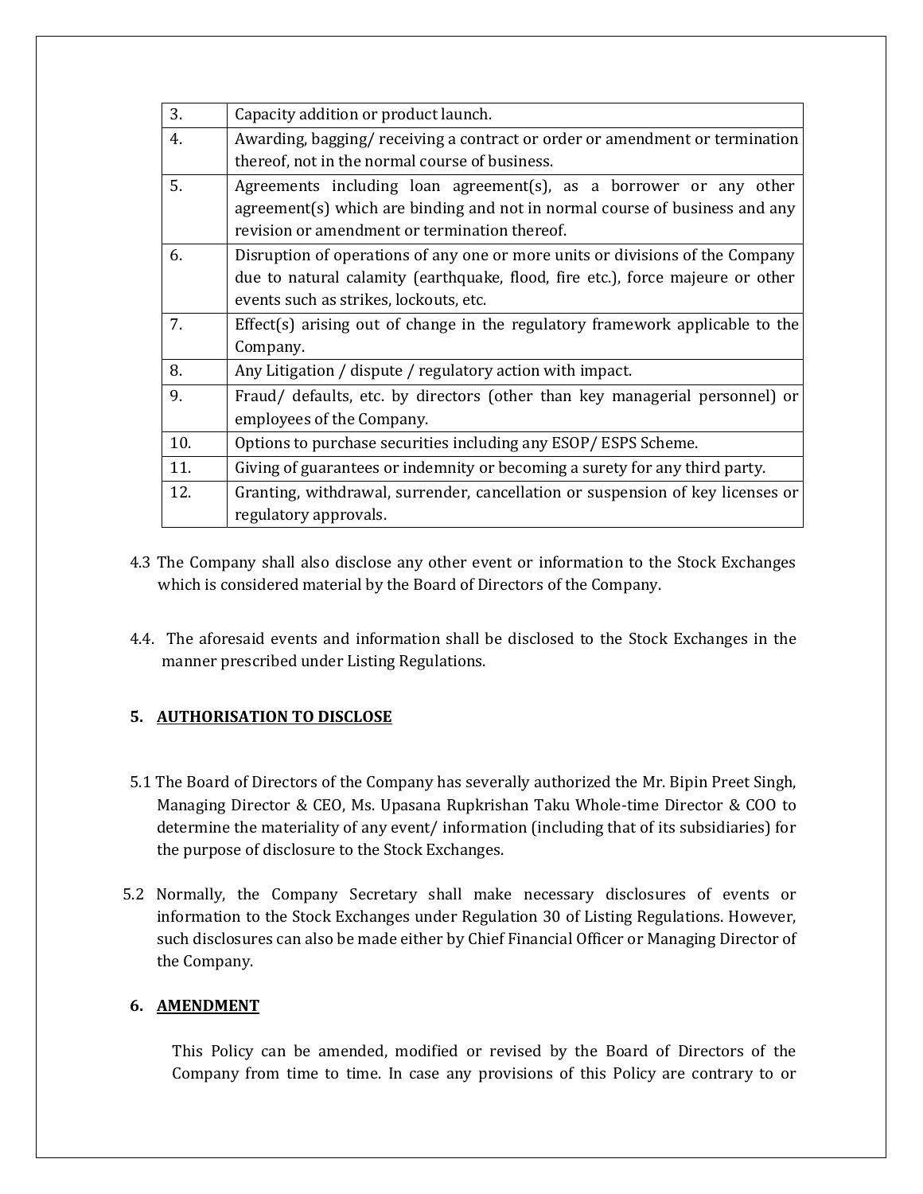| | |
|---|---|
| 3. | Capacity addition or product launch. |
| 4. | Awarding, bagging/ receiving a contract or order or amendment or termination thereof, not in the normal course of business. |
| 5. | Agreements including loan agreement(s), as a borrower or any other agreement(s) which are binding and not in normal course of business and any revision or amendment or termination thereof. |
| 6. | Disruption of operations of any one or more units or divisions of the Company due to natural calamity (earthquake, flood, fire etc.), force majeure or other events such as strikes, lockouts, etc. |
| 7. | Effect(s) arising out of change in the regulatory framework applicable to the Company. |
| 8. | Any Litigation / dispute / regulatory action with impact. |
| 9. | Fraud/ defaults, etc. by directors (other than key managerial personnel) or employees of the Company. |
| 10. | Options to purchase securities including any ESOP/ ESPS Scheme. |
| 11. | Giving of guarantees or indemnity or becoming a surety for any third party. |
| 12. | Granting, withdrawal, surrender, cancellation or suspension of key licenses or regulatory approvals. |

4.3 The Company shall also disclose any other event or information to the Stock Exchanges which is considered material by the Board of Directors of the Company.

4.4. The aforesaid events and information shall be disclosed to the Stock Exchanges in the manner prescribed under Listing Regulations.

## 5. AUTHORISATION TO DISCLOSE

5.1 The Board of Directors of the Company has severally authorized the Mr. Bipin Preet Singh, Managing Director & CEO, Ms. Upasana Rupkrishan Taku Whole-time Director & COO to determine the materiality of any event/ information (including that of its subsidiaries) for the purpose of disclosure to the Stock Exchanges.

5.2 Normally, the Company Secretary shall make necessary disclosures of events or information to the Stock Exchanges under Regulation 30 of Listing Regulations. However, such disclosures can also be made either by Chief Financial Officer or Managing Director of the Company.

## 6. AMENDMENT

This Policy can be amended, modified or revised by the Board of Directors of the Company from time to time. In case any provisions of this Policy are contrary to or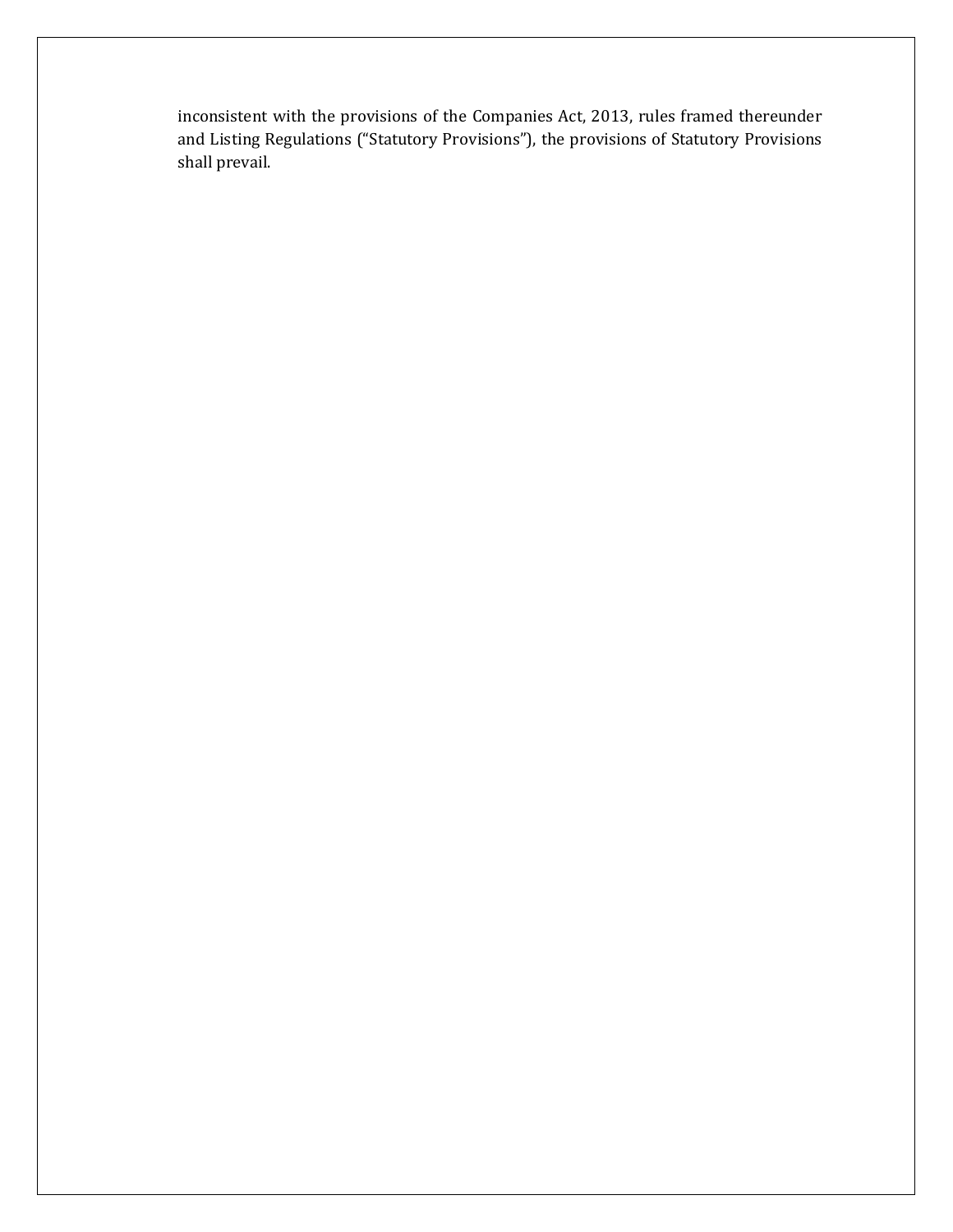inconsistent with the provisions of the Companies Act, 2013, rules framed thereunder and Listing Regulations ("Statutory Provisions"), the provisions of Statutory Provisions shall prevail.